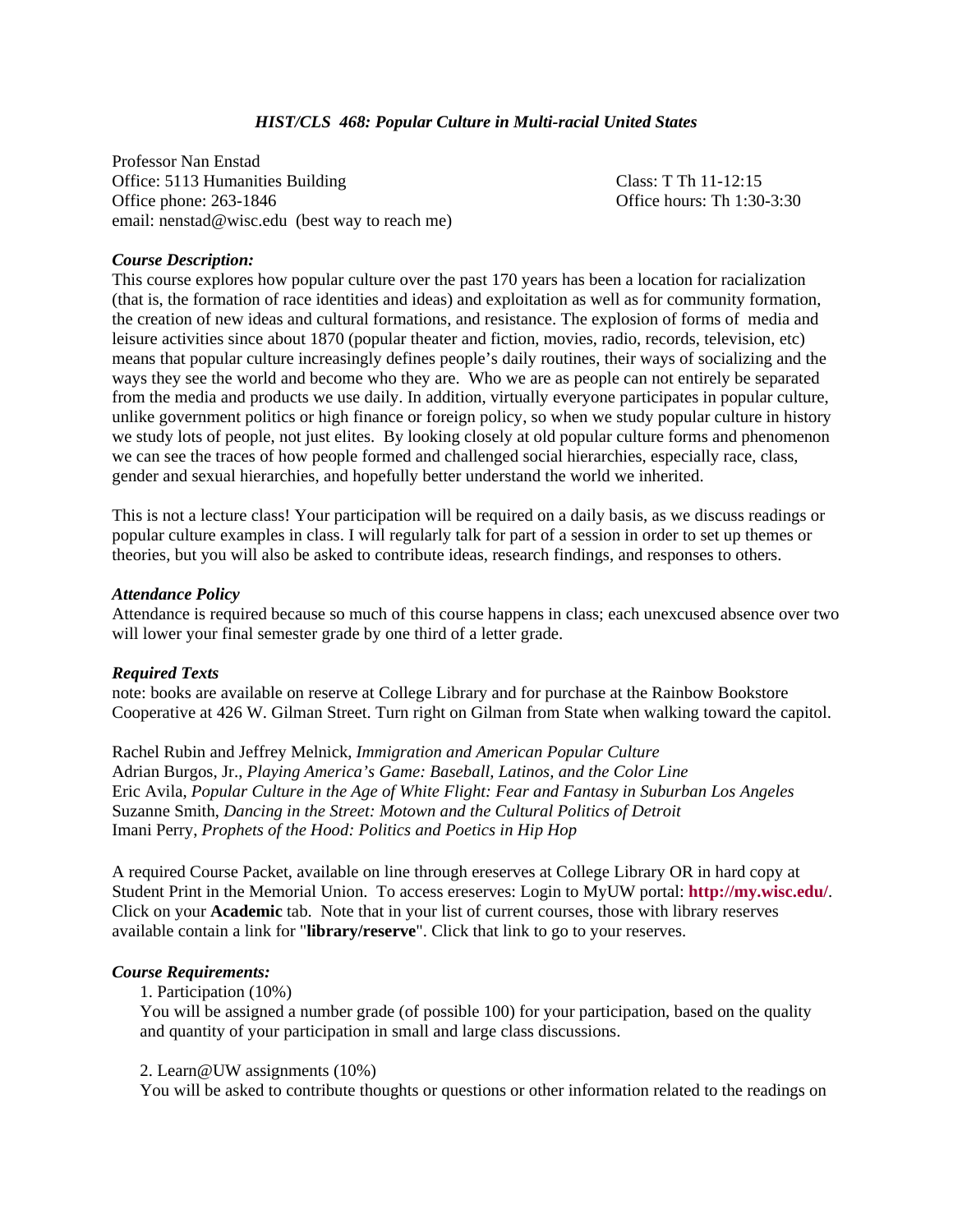### *HIST/CLS 468: Popular Culture in Multi-racial United States*

Professor Nan Enstad
Office: 5113 Humanities Building
Office phone: 263-1846
email: nenstad@wisc.edu (best way to reach me)

Class: T Th 11-12:15
Office hours: Th 1:30-3:30

***Course Description:***
This course explores how popular culture over the past 170 years has been a location for racialization (that is, the formation of race identities and ideas) and exploitation as well as for community formation, the creation of new ideas and cultural formations, and resistance. The explosion of forms of media and leisure activities since about 1870 (popular theater and fiction, movies, radio, records, television, etc) means that popular culture increasingly defines people's daily routines, their ways of socializing and the ways they see the world and become who they are. Who we are as people can not entirely be separated from the media and products we use daily. In addition, virtually everyone participates in popular culture, unlike government politics or high finance or foreign policy, so when we study popular culture in history we study lots of people, not just elites. By looking closely at old popular culture forms and phenomenon we can see the traces of how people formed and challenged social hierarchies, especially race, class, gender and sexual hierarchies, and hopefully better understand the world we inherited.

This is not a lecture class! Your participation will be required on a daily basis, as we discuss readings or popular culture examples in class. I will regularly talk for part of a session in order to set up themes or theories, but you will also be asked to contribute ideas, research findings, and responses to others.

***Attendance Policy***
Attendance is required because so much of this course happens in class; each unexcused absence over two will lower your final semester grade by one third of a letter grade.

***Required Texts***
note: books are available on reserve at College Library and for purchase at the Rainbow Bookstore Cooperative at 426 W. Gilman Street. Turn right on Gilman from State when walking toward the capitol.

Rachel Rubin and Jeffrey Melnick, *Immigration and American Popular Culture*
Adrian Burgos, Jr., *Playing America's Game: Baseball, Latinos, and the Color Line*
Eric Avila, *Popular Culture in the Age of White Flight: Fear and Fantasy in Suburban Los Angeles*
Suzanne Smith, *Dancing in the Street: Motown and the Cultural Politics of Detroit*
Imani Perry, *Prophets of the Hood: Politics and Poetics in Hip Hop*

A required Course Packet, available on line through ereserves at College Library OR in hard copy at Student Print in the Memorial Union. To access ereserves: Login to MyUW portal: **http://my.wisc.edu/**. Click on your **Academic** tab. Note that in your list of current courses, those with library reserves available contain a link for "**library/reserve**". Click that link to go to your reserves.

***Course Requirements:***

1. Participation (10%)
   You will be assigned a number grade (of possible 100) for your participation, based on the quality and quantity of your participation in small and large class discussions.

2. Learn@UW assignments (10%)
   You will be asked to contribute thoughts or questions or other information related to the readings on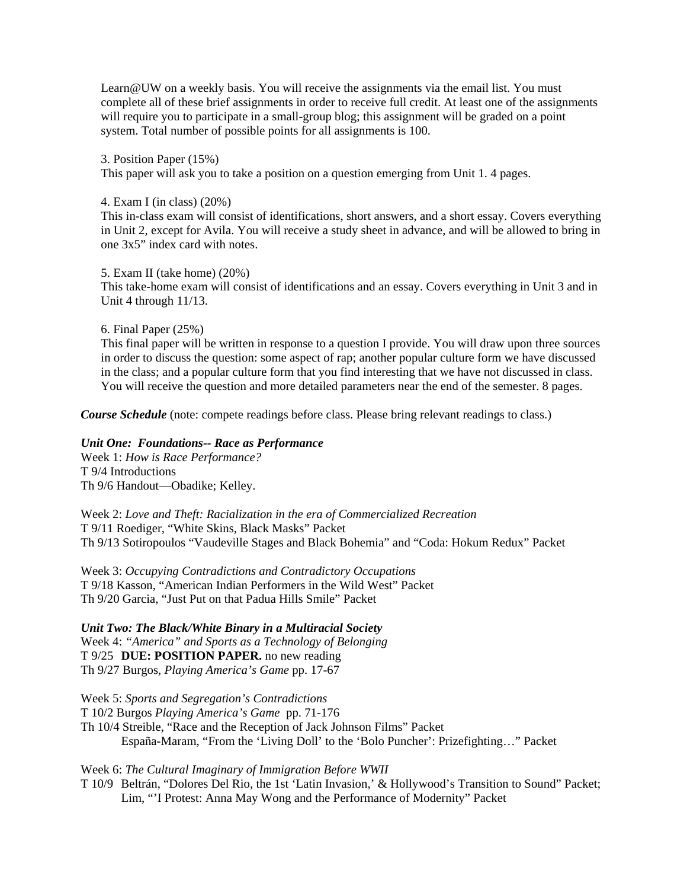Learn@UW on a weekly basis. You will receive the assignments via the email list. You must complete all of these brief assignments in order to receive full credit. At least one of the assignments will require you to participate in a small-group blog; this assignment will be graded on a point system. Total number of possible points for all assignments is 100.

3. Position Paper (15%)
This paper will ask you to take a position on a question emerging from Unit 1. 4 pages.

4. Exam I (in class) (20%)
This in-class exam will consist of identifications, short answers, and a short essay. Covers everything in Unit 2, except for Avila. You will receive a study sheet in advance, and will be allowed to bring in one 3x5" index card with notes.

5. Exam II (take home) (20%)
This take-home exam will consist of identifications and an essay. Covers everything in Unit 3 and in Unit 4 through 11/13.

6. Final Paper (25%)
This final paper will be written in response to a question I provide. You will draw upon three sources in order to discuss the question: some aspect of rap; another popular culture form we have discussed in the class; and a popular culture form that you find interesting that we have not discussed in class. You will receive the question and more detailed parameters near the end of the semester. 8 pages.

***Course Schedule*** (note: compete readings before class. Please bring relevant readings to class.)

***Unit One: Foundations-- Race as Performance***

Week 1: *How is Race Performance?*
T 9/4 Introductions
Th 9/6 Handout—Obadike; Kelley.

Week 2: *Love and Theft: Racialization in the era of Commercialized Recreation*
T 9/11 Roediger, "White Skins, Black Masks" Packet
Th 9/13 Sotiropoulos "Vaudeville Stages and Black Bohemia" and "Coda: Hokum Redux" Packet

Week 3: *Occupying Contradictions and Contradictory Occupations*
T 9/18 Kasson, "American Indian Performers in the Wild West" Packet
Th 9/20 Garcia, "Just Put on that Padua Hills Smile" Packet

***Unit Two: The Black/White Binary in a Multiracial Society***

Week 4: *"America" and Sports as a Technology of Belonging*
T 9/25 **DUE: POSITION PAPER.** no new reading
Th 9/27 Burgos, *Playing America's Game* pp. 17-67

Week 5: *Sports and Segregation's Contradictions*
T 10/2 Burgos *Playing America's Game* pp. 71-176
Th 10/4 Streible, "Race and the Reception of Jack Johnson Films" Packet
España-Maram, "From the 'Living Doll' to the 'Bolo Puncher': Prizefighting…" Packet

Week 6: *The Cultural Imaginary of Immigration Before WWII*
T 10/9 Beltrán, "Dolores Del Rio, the 1st 'Latin Invasion,' & Hollywood's Transition to Sound" Packet; Lim, "'I Protest: Anna May Wong and the Performance of Modernity" Packet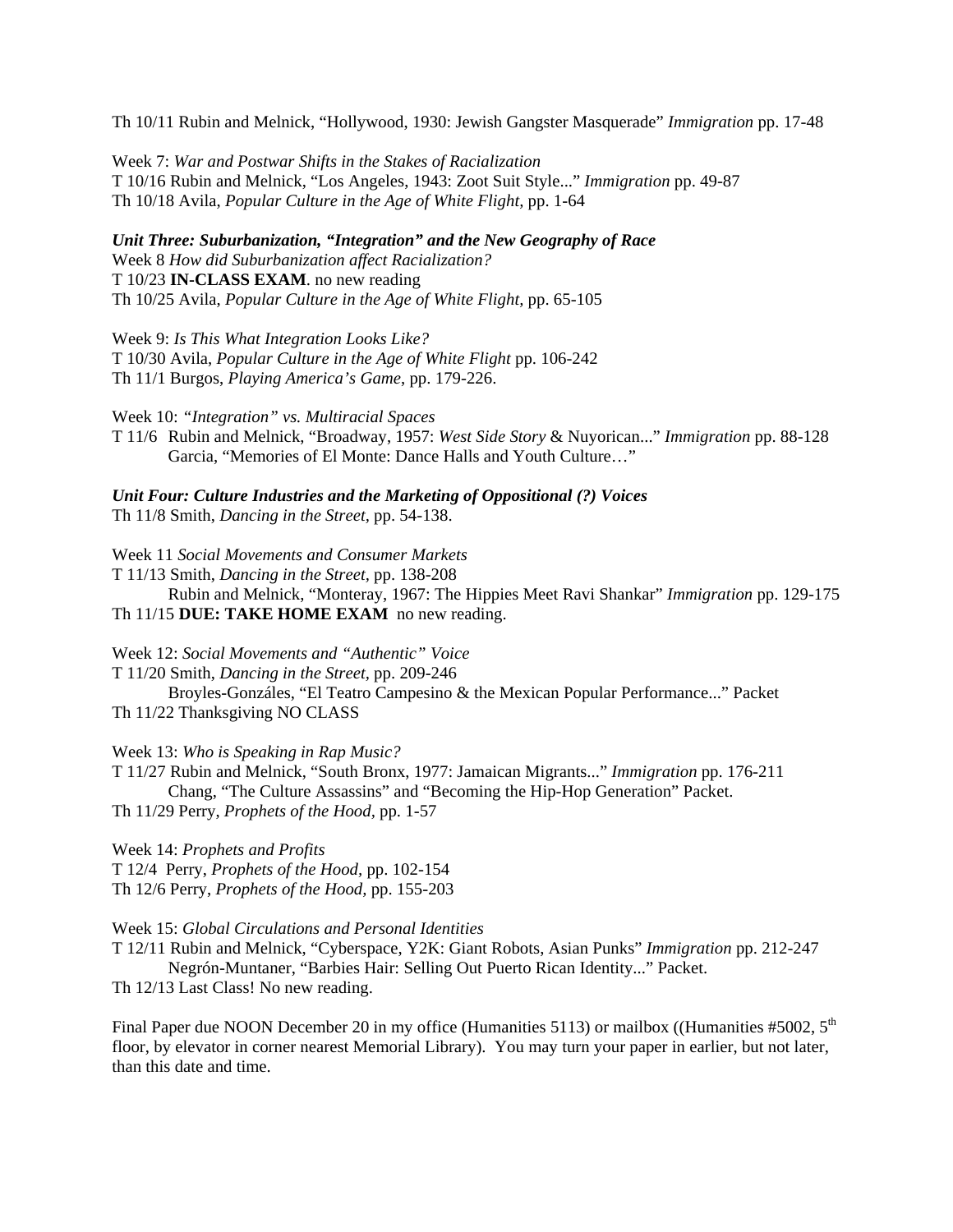Th 10/11 Rubin and Melnick, "Hollywood, 1930: Jewish Gangster Masquerade" *Immigration* pp. 17-48

Week 7: *War and Postwar Shifts in the Stakes of Racialization*
T 10/16 Rubin and Melnick, "Los Angeles, 1943: Zoot Suit Style..." *Immigration* pp. 49-87
Th 10/18 Avila, *Popular Culture in the Age of White Flight*, pp. 1-64

***Unit Three: Suburbanization, "Integration" and the New Geography of Race***
Week 8 *How did Suburbanization affect Racialization?*
T 10/23 **IN-CLASS EXAM**. no new reading
Th 10/25 Avila, *Popular Culture in the Age of White Flight*, pp. 65-105

Week 9: *Is This What Integration Looks Like?*
T 10/30 Avila, *Popular Culture in the Age of White Flight* pp. 106-242
Th 11/1 Burgos, *Playing America's Game*, pp. 179-226.

Week 10: *"Integration" vs. Multiracial Spaces*
T 11/6 Rubin and Melnick, "Broadway, 1957: *West Side Story* & Nuyorican..." *Immigration* pp. 88-128
Garcia, "Memories of El Monte: Dance Halls and Youth Culture…"

***Unit Four: Culture Industries and the Marketing of Oppositional (?) Voices***
Th 11/8 Smith, *Dancing in the Street*, pp. 54-138.

Week 11 *Social Movements and Consumer Markets*
T 11/13 Smith, *Dancing in the Street*, pp. 138-208
Rubin and Melnick, "Monteray, 1967: The Hippies Meet Ravi Shankar" *Immigration* pp. 129-175
Th 11/15 **DUE: TAKE HOME EXAM** no new reading.

Week 12: *Social Movements and "Authentic" Voice*
T 11/20 Smith, *Dancing in the Street*, pp. 209-246
Broyles-Gonzáles, "El Teatro Campesino & the Mexican Popular Performance..." Packet
Th 11/22 Thanksgiving NO CLASS

Week 13: *Who is Speaking in Rap Music?*
T 11/27 Rubin and Melnick, "South Bronx, 1977: Jamaican Migrants..." *Immigration* pp. 176-211
Chang, "The Culture Assassins" and "Becoming the Hip-Hop Generation" Packet.
Th 11/29 Perry, *Prophets of the Hood*, pp. 1-57

Week 14: *Prophets and Profits*
T 12/4 Perry, *Prophets of the Hood*, pp. 102-154
Th 12/6 Perry, *Prophets of the Hood*, pp. 155-203

Week 15: *Global Circulations and Personal Identities*
T 12/11 Rubin and Melnick, "Cyberspace, Y2K: Giant Robots, Asian Punks" *Immigration* pp. 212-247
Negrón-Muntaner, "Barbies Hair: Selling Out Puerto Rican Identity..." Packet.
Th 12/13 Last Class! No new reading.

Final Paper due NOON December 20 in my office (Humanities 5113) or mailbox ((Humanities #5002, 5th floor, by elevator in corner nearest Memorial Library). You may turn your paper in earlier, but not later, than this date and time.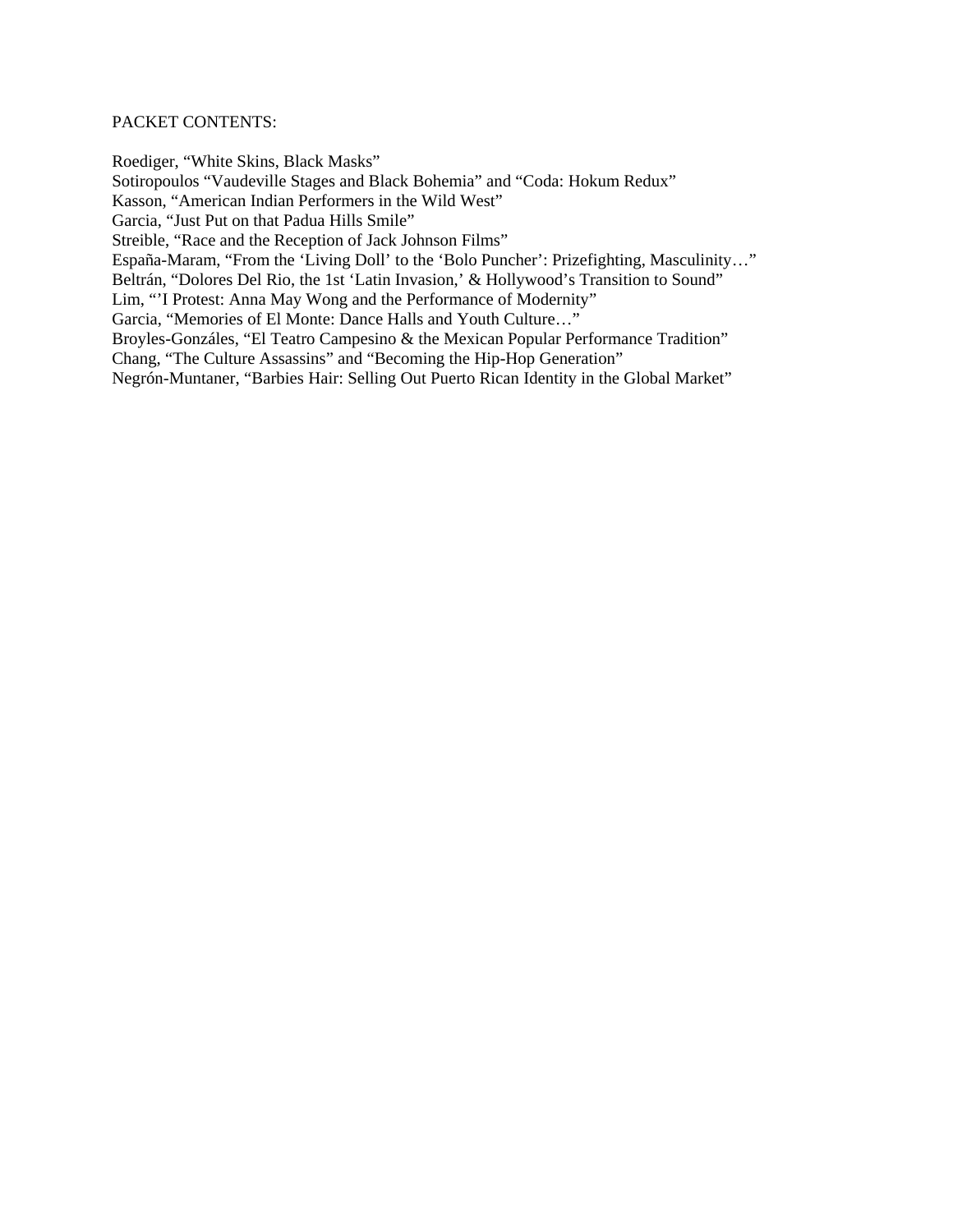PACKET CONTENTS:

Roediger, "White Skins, Black Masks"
Sotiropoulos "Vaudeville Stages and Black Bohemia" and "Coda: Hokum Redux"
Kasson, "American Indian Performers in the Wild West"
Garcia, "Just Put on that Padua Hills Smile"
Streible, "Race and the Reception of Jack Johnson Films"
España-Maram, "From the 'Living Doll' to the 'Bolo Puncher': Prizefighting, Masculinity…"
Beltrán, "Dolores Del Rio, the 1st 'Latin Invasion,' & Hollywood's Transition to Sound"
Lim, "'I Protest: Anna May Wong and the Performance of Modernity"
Garcia, "Memories of El Monte: Dance Halls and Youth Culture…"
Broyles-Gonzáles, "El Teatro Campesino & the Mexican Popular Performance Tradition"
Chang, "The Culture Assassins" and "Becoming the Hip-Hop Generation"
Negrón-Muntaner, "Barbies Hair: Selling Out Puerto Rican Identity in the Global Market"